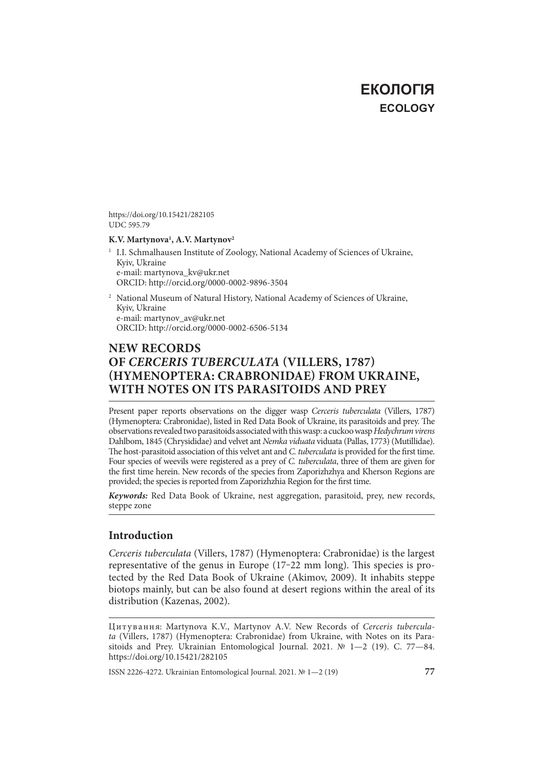# ЕКОЛОГІЯ

## ECOLOGY

https://doi.org/10.15421/282105
UDC 595.79

**K.V. Martynova[1], A.V. Martynov[2]**

[1] I.I. Schmalhausen Institute of Zoology, National Academy of Sciences of Ukraine, Kyiv, Ukraine
e-mail: martynova_kv@ukr.net
ORCID: http://orcid.org/0000-0002-9896-3504

[2] National Museum of Natural History, National Academy of Sciences of Ukraine, Kyiv, Ukraine
e-mail: martynov_av@ukr.net
ORCID: http://orcid.org/0000-0002-6506-5134

# NEW RECORDS OF *CERCERIS TUBERCULATA* (VILLERS, 1787) (HYMENOPTERA: CRABRONIDAE) FROM UKRAINE, WITH NOTES ON ITS PARASITOIDS AND PREY

Present paper reports observations on the digger wasp *Cerceris tuberculata* (Villers, 1787) (Hymenoptera: Crabronidae), listed in Red Data Book of Ukraine, its parasitoids and prey. The observations revealed two parasitoids associated with this wasp: a cuckoo wasp *Hedychrum virens* Dahlbom, 1845 (Chrysididae) and velvet ant *Nemka viduata* viduata (Pallas, 1773) (Mutillidae). The host-parasitoid association of this velvet ant and *C. tuberculata* is provided for the first time. Four species of weevils were registered as a prey of *C. tuberculata*, three of them are given for the first time herein. New records of the species from Zaporizhzhya and Kherson Regions are provided; the species is reported from Zaporizhzhia Region for the first time.

***Keywords:*** Red Data Book of Ukraine, nest aggregation, parasitoid, prey, new records, steppe zone

## Introduction

*Cerceris tuberculata* (Villers, 1787) (Hymenoptera: Crabronidae) is the largest representative of the genus in Europe (17–22 mm long). This species is protected by the Red Data Book of Ukraine (Akimov, 2009). It inhabits steppe biotops mainly, but can be also found at desert regions within the areal of its distribution (Kazenas, 2002).

Цитування: Martynova K.V., Martynov A.V. New Records of *Cerceris tuberculata* (Villers, 1787) (Hymenoptera: Crabronidae) from Ukraine, with Notes on its Parasitoids and Prey. Ukrainian Entomological Journal. 2021. № 1—2 (19). С. 77—84. https://doi.org/10.15421/282105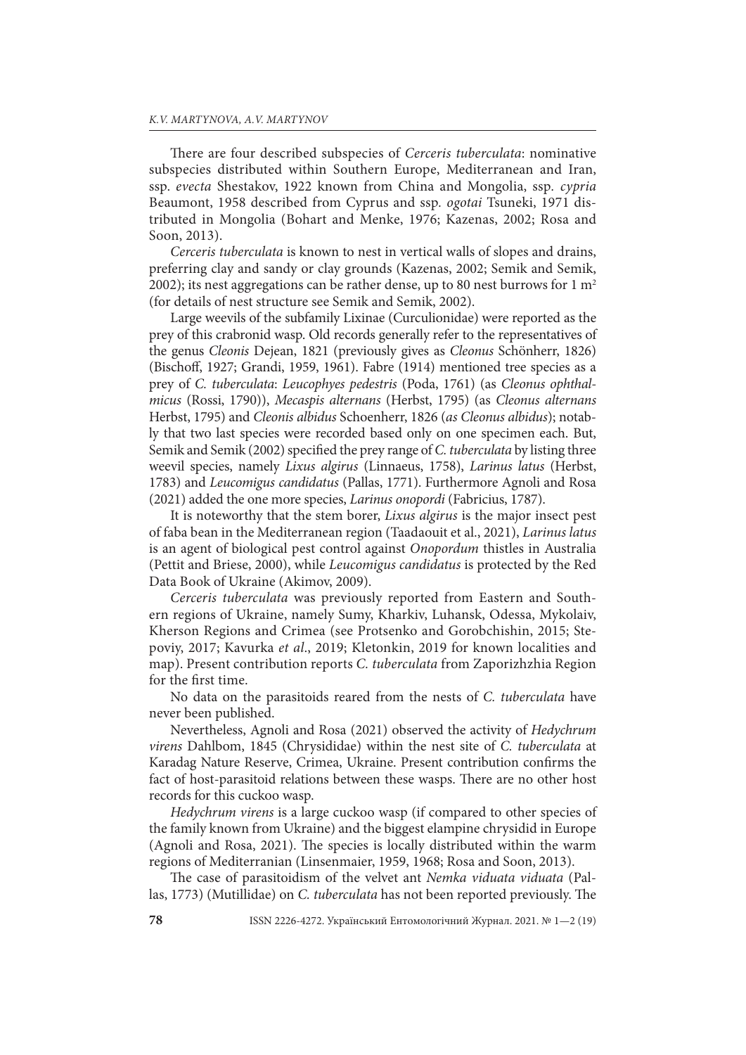There are four described subspecies of *Cerceris tuberculata*: nominative subspecies distributed within Southern Europe, Mediterranean and Iran, ssp. *evecta* Shestakov, 1922 known from China and Mongolia, ssp. *cypria* Beaumont, 1958 described from Cyprus and ssp. *ogotai* Tsuneki, 1971 distributed in Mongolia (Bohart and Menke, 1976; Kazenas, 2002; Rosa and Soon, 2013).

*Cerceris tuberculata* is known to nest in vertical walls of slopes and drains, preferring clay and sandy or clay grounds (Kazenas, 2002; Semik and Semik, 2002); its nest aggregations can be rather dense, up to 80 nest burrows for 1 $m^2$ (for details of nest structure see Semik and Semik, 2002).

Large weevils of the subfamily Lixinae (Curculionidae) were reported as the prey of this crabronid wasp. Old records generally refer to the representatives of the genus *Cleonis* Dejean, 1821 (previously gives as *Cleonus* Schönherr, 1826) (Bischoff, 1927; Grandi, 1959, 1961). Fabre (1914) mentioned tree species as a prey of *C. tuberculata*: *Leucophyes pedestris* (Poda, 1761) (as *Cleonus ophthalmicus* (Rossi, 1790)), *Mecaspis alternans* (Herbst, 1795) (as *Cleonus alternans* Herbst, 1795) and *Cleonis albidus* Schoenherr, 1826 (*as Cleonus albidus*); notably that two last species were recorded based only on one specimen each. But, Semik and Semik (2002) specified the prey range of *C. tuberculata* by listing three weevil species, namely *Lixus algirus* (Linnaeus, 1758), *Larinus latus* (Herbst, 1783) and *Leucomigus candidatus* (Pallas, 1771). Furthermore Agnoli and Rosa (2021) added the one more species, *Larinus onopordi* (Fabricius, 1787).

It is noteworthy that the stem borer, *Lixus algirus* is the major insect pest of faba bean in the Mediterranean region (Taadaouit et al., 2021), *Larinus latus* is an agent of biological pest control against *Onopordum* thistles in Australia (Pettit and Briese, 2000), while *Leucomigus candidatus* is protected by the Red Data Book of Ukraine (Akimov, 2009).

*Cerceris tuberculata* was previously reported from Eastern and Southern regions of Ukraine, namely Sumy, Kharkiv, Luhansk, Odessa, Mykolaiv, Kherson Regions and Crimea (see Protsenko and Gorobchishin, 2015; Stepoviy, 2017; Kavurka *et al*., 2019; Kletonkin, 2019 for known localities and map). Present contribution reports *C. tuberculata* from Zaporizhzhia Region for the first time.

No data on the parasitoids reared from the nests of *C. tuberculata* have never been published.

Nevertheless, Agnoli and Rosa (2021) observed the activity of *Hedychrum virens* Dahlbom, 1845 (Chrysididae) within the nest site of *C. tuberculata* at Karadag Nature Reserve, Crimea, Ukraine. Present contribution confirms the fact of host-parasitoid relations between these wasps. There are no other host records for this cuckoo wasp.

*Hedychrum virens* is a large cuckoo wasp (if compared to other species of the family known from Ukraine) and the biggest elampine chrysidid in Europe (Agnoli and Rosa, 2021). The species is locally distributed within the warm regions of Mediterranian (Linsenmaier, 1959, 1968; Rosa and Soon, 2013).

The case of parasitoidism of the velvet ant *Nemka viduata viduata* (Pallas, 1773) (Mutillidae) on *C. tuberculata* has not been reported previously. The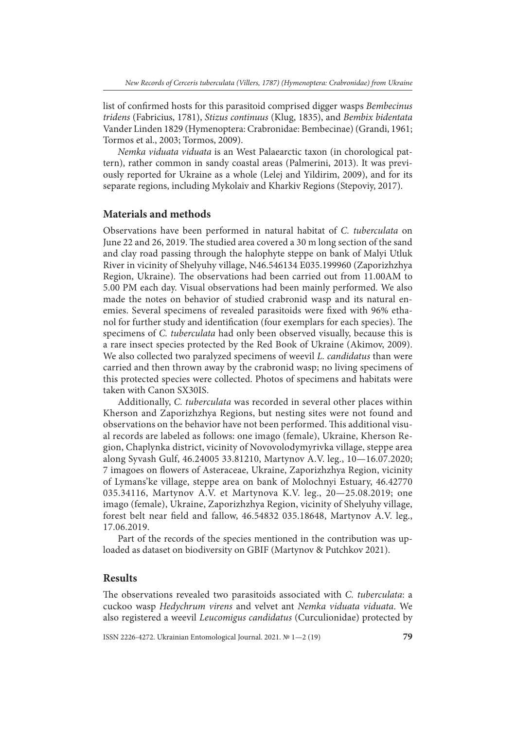list of confirmed hosts for this parasitoid comprised digger wasps *Bembecinus tridens* (Fabricius, 1781), *Stizus continuus* (Klug, 1835), and *Bembix bidentata* Vander Linden 1829 (Hymenoptera: Crabronidae: Bembecinae) (Grandi, 1961; Tormos et al., 2003; Tormos, 2009).

*Nemka viduata viduata* is an West Palaearctic taxon (in chorological pattern), rather common in sandy coastal areas (Palmerini, 2013). It was previously reported for Ukraine as a whole (Lelej and Yildirim, 2009), and for its separate regions, including Mykolaiv and Kharkiv Regions (Stepoviy, 2017).

## Materials and methods

Observations have been performed in natural habitat of *C. tuberculata* on June 22 and 26, 2019. The studied area covered a 30 m long section of the sand and clay road passing through the halophyte steppe on bank of Malyi Utluk River in vicinity of Shelyuhy village, N46.546134 E035.199960 (Zaporizhzhya Region, Ukraine). The observations had been carried out from 11.00AM to 5.00 PM each day. Visual observations had been mainly performed. We also made the notes on behavior of studied crabronid wasp and its natural enemies. Several specimens of revealed parasitoids were fixed with 96% ethanol for further study and identification (four exemplars for each species). The specimens of *C. tuberculata* had only been observed visually, because this is a rare insect species protected by the Red Book of Ukraine (Akimov, 2009). We also collected two paralyzed specimens of weevil *L. candidatus* than were carried and then thrown away by the crabronid wasp; no living specimens of this protected species were collected. Photos of specimens and habitats were taken with Canon SX30IS.

Additionally, *C. tuberculata* was recorded in several other places within Kherson and Zaporizhzhya Regions, but nesting sites were not found and observations on the behavior have not been performed. This additional visual records are labeled as follows: one imago (female), Ukraine, Kherson Region, Chaplynka district, vicinity of Novovolodymyrivka village, steppe area along Syvash Gulf, 46.24005 33.81210, Martynov A.V. leg., 10—16.07.2020; 7 imagoes on flowers of Asteraceae, Ukraine, Zaporizhzhya Region, vicinity of Lymans'ke village, steppe area on bank of Molochnyi Estuary, 46.42770 035.34116, Martynov A.V. et Martynova K.V. leg., 20—25.08.2019; one imago (female), Ukraine, Zaporizhzhya Region, vicinity of Shelyuhy village, forest belt near field and fallow, 46.54832 035.18648, Martynov A.V. leg., 17.06.2019.

Part of the records of the species mentioned in the contribution was uploaded as dataset on biodiversity on GBIF (Martynov & Putchkov 2021).

## Results

The observations revealed two parasitoids associated with *C. tuberculata*: a cuckoo wasp *Hedychrum virens* and velvet ant *Nemka viduata viduata*. We also registered a weevil *Leucomigus candidatus* (Curculionidae) protected by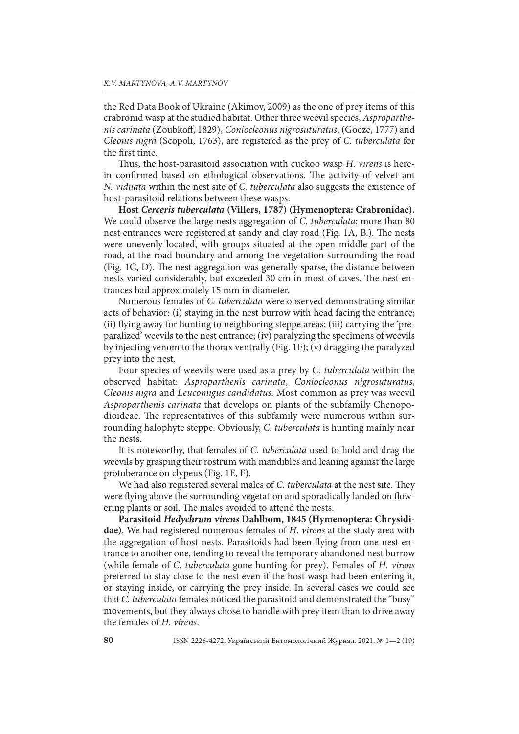the Red Data Book of Ukraine (Akimov, 2009) as the one of prey items of this crabronid wasp at the studied habitat. Other three weevil species, *Aspropar­thenis carinata* (Zoubkoff, 1829), *Coniocleonus nigrosuturatus*, (Goeze, 1777) and *Cleonis nigra* (Scopoli, 1763), are registered as the prey of *C. tuberculata* for the first time.

Thus, the host-parasitoid association with cuckoo wasp *H. virens* is herein confirmed based on ethological observations. The activity of velvet ant *N. viduata* within the nest site of *C. tuberculata* also suggests the existence of host-parasitoid relations between these wasps.

**Host *Cerceris tuberculata* (Villers, 1787) (Hymenoptera: Crabronidae).** We could observe the large nests aggregation of *C. tuberculata*: more than 80 nest entrances were registered at sandy and clay road (Fig. 1A, B.). The nests were unevenly located, with groups situated at the open middle part of the road, at the road boundary and among the vegetation surrounding the road (Fig. 1C, D). The nest aggregation was generally sparse, the distance between nests varied considerably, but exceeded 30 cm in most of cases. The nest entrances had approximately 15 mm in diameter.

Numerous females of *C. tuberculata* were observed demonstrating similar acts of behavior: (i) staying in the nest burrow with head facing the entrance; (ii) flying away for hunting to neighboring steppe areas; (iii) carrying the 'preparalized' weevils to the nest entrance; (iv) paralyzing the specimens of weevils by injecting venom to the thorax ventrally (Fig. 1F); (v) dragging the paralyzed prey into the nest.

Four species of weevils were used as a prey by *C. tuberculata* within the observed habitat: *Asproparthenis carinata*, *Coniocleonus nigrosuturatus*, *Cleonis nigra* and *Leucomigus candidatus.* Most common as prey was weevil *Asproparthenis carinata* that develops on plants of the subfamily Chenopodioideae. The representatives of this subfamily were numerous within surrounding halophyte steppe. Obviously, *C. tuberculata* is hunting mainly near the nests.

It is noteworthy, that females of *C. tuberculata* used to hold and drag the weevils by grasping their rostrum with mandibles and leaning against the large protuberance on clypeus (Fig. 1E, F).

We had also registered several males of *C. tuberculata* at the nest site. They were flying above the surrounding vegetation and sporadically landed on flowering plants or soil. The males avoided to attend the nests.

**Parasitoid *Hedychrum virens* Dahlbom, 1845 (Hymenoptera: Chrysididae)**. We had registered numerous females of *H. virens* at the study area with the aggregation of host nests. Parasitoids had been flying from one nest entrance to another one, tending to reveal the temporary abandoned nest burrow (while female of *C. tuberculata* gone hunting for prey). Females of *H. virens* preferred to stay close to the nest even if the host wasp had been entering it, or staying inside, or carrying the prey inside. In several cases we could see that *C. tuberculata* females noticed the parasitoid and demonstrated the "busy" movements, but they always chose to handle with prey item than to drive away the females of *H. virens*.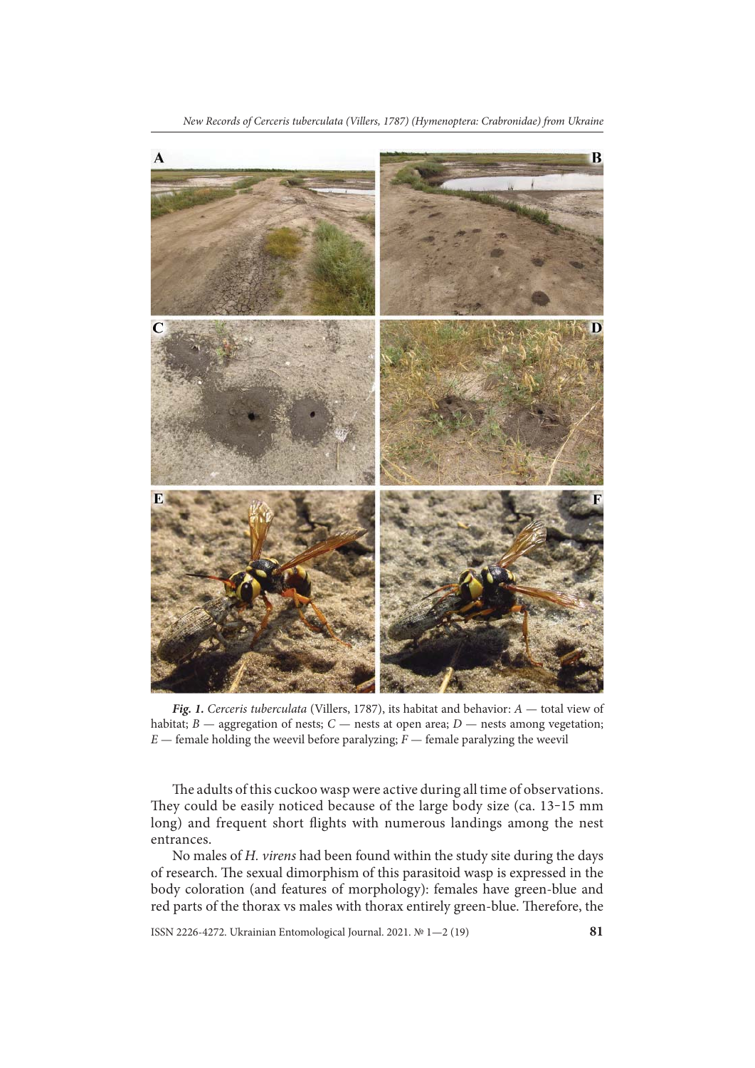*Fig. 1.* *Cerceris tuberculata* (Villers, 1787), its habitat and behavior: *A* — total view of habitat; *B* — aggregation of nests; *C* — nests at open area; *D* — nests among vegetation; *E* — female holding the weevil before paralyzing; *F* — female paralyzing the weevil

The adults of this cuckoo wasp were active during all time of observations. They could be easily noticed because of the large body size (ca. 13–15 mm long) and frequent short flights with numerous landings among the nest entrances.

No males of *H. virens* had been found within the study site during the days of research. The sexual dimorphism of this parasitoid wasp is expressed in the body coloration (and features of morphology): females have green-blue and red parts of the thorax vs males with thorax entirely green-blue. Therefore, the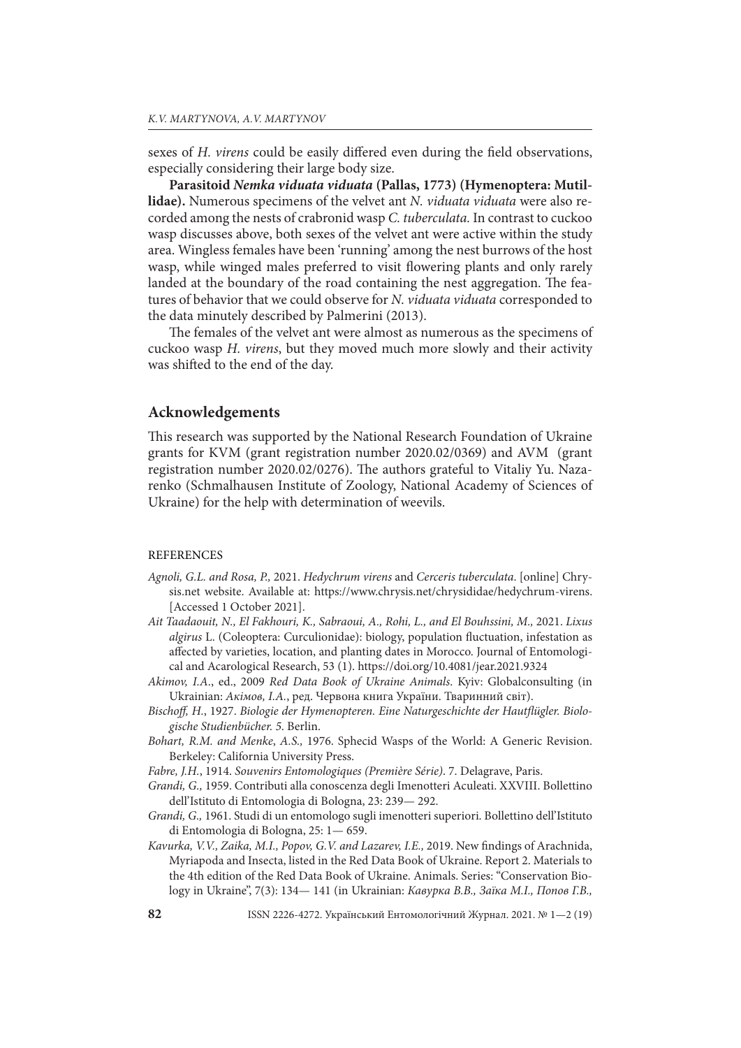sexes of *H. virens* could be easily differed even during the field observations, especially considering their large body size.

**Parasitoid *Nemka viduata viduata* (Pallas, 1773) (Hymenoptera: Mutillidae).** Numerous specimens of the velvet ant *N. viduata viduata* were also recorded among the nests of crabronid wasp *C. tuberculata.* In contrast to cuckoo wasp discusses above, both sexes of the velvet ant were active within the study area. Wingless females have been 'running' among the nest burrows of the host wasp, while winged males preferred to visit flowering plants and only rarely landed at the boundary of the road containing the nest aggregation. The features of behavior that we could observe for *N. viduata viduata* corresponded to the data minutely described by Palmerini (2013).

The females of the velvet ant were almost as numerous as the specimens of cuckoo wasp *H. virens*, but they moved much more slowly and their activity was shifted to the end of the day.

## Acknowledgements

This research was supported by the National Research Foundation of Ukraine grants for KVM (grant registration number 2020.02/0369) and AVM (grant registration number 2020.02/0276). The authors grateful to Vitaliy Yu. Nazarenko (Schmalhausen Institute of Zoology, National Academy of Sciences of Ukraine) for the help with determination of weevils.

REFERENCES

*Agnoli, G.L. and Rosa, P.,* 2021. *Hedychrum virens* and *Cerceris tuberculata*. [online] Chrysis.net website. Available at: https://www.chrysis.net/chrysididae/hedychrum-virens. [Accessed 1 October 2021].

*Ait Taadaouit, N., El Fakhouri, K., Sabraoui, A., Rohi, L., and El Bouhssini, M.,* 2021. *Lixus algirus* L. (Coleoptera: Curculionidae): biology, population fluctuation, infestation as affected by varieties, location, and planting dates in Morocco. Journal of Entomological and Acarological Research, 53 (1). https://doi.org/10.4081/jear.2021.9324

*Akimov, I.A.*, ed., 2009 *Red Data Book of Ukraine Animals.* Kyiv: Globalconsulting (in Ukrainian: *Акімов, І.А.*, ред. Червона книга України. Тваринний світ).

*Bischoff, H.*, 1927. *Biologie der Hymenopteren. Eine Naturgeschichte der Hautflügler. Biologische Studienbücher. 5.* Berlin.

*Bohart, R.M. and Menke*, *A.S.,* 1976. Sphecid Wasps of the World: A Generic Revision. Berkeley: California University Press.

*Fabre, J.H.*, 1914. *Souvenirs Entomologiques (Première Série)*. 7. Delagrave, Paris.

*Grandi, G.,* 1959. Contributi alla conoscenza degli Imenotteri Aculeati. XXVIII. Bollettino dell'Istituto di Entomologia di Bologna, 23: 239— 292.

*Grandi, G.,* 1961. Studi di un entomologo sugli imenotteri superiori. Bollettino dell'Istituto di Entomologia di Bologna, 25: 1— 659.

*Kavurka, V.V., Zaika, M.I., Popov, G.V. and Lazarev, I.E.,* 2019. New findings of Arachnida, Myriapoda and Insecta, listed in the Red Data Book of Ukraine. Report 2. Materials to the 4th edition of the Red Data Book of Ukraine. Animals. Series: "Conservation Biology in Ukraine", 7(3): 134— 141 (in Ukrainian: *Кавурка В.В., Заїка М.І., Попов Г.В.,*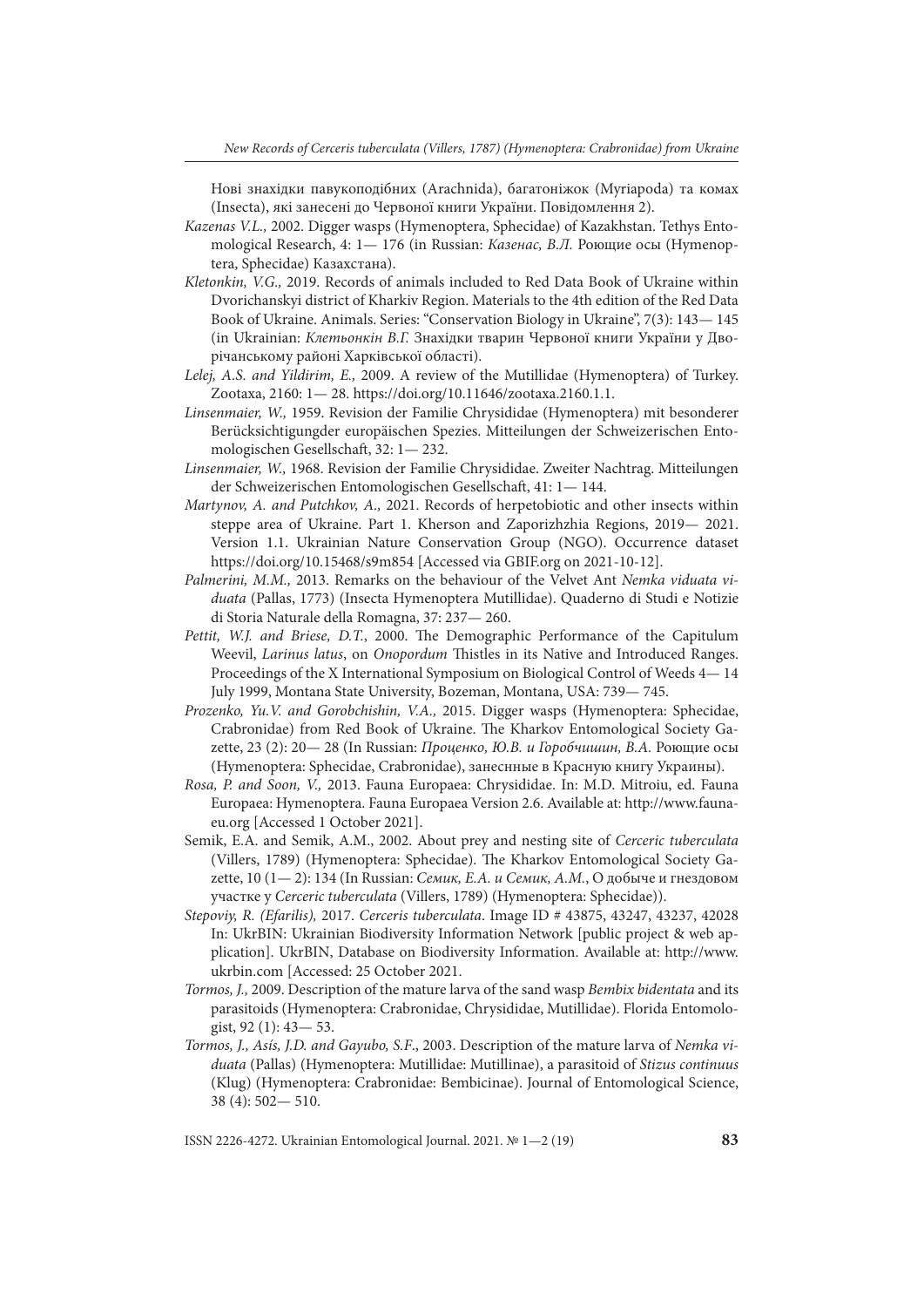Нові знахідки павукоподібних (Arachnida), багатоніжок (Myriapoda) та комах (Insecta), які занесені до Червоної книги України. Повідомлення 2).

*Kazenas V.L.,* 2002. Digger wasps (Hymenoptera, Sphecidae) of Kazakhstan. Tethys Entomological Research, 4: 1— 176 (in Russian: *Казенас, В.Л.* Роющие осы (Hymenoptera, Sphecidae) Казахстана).

*Kletonkin, V.G.,* 2019. Records of animals included to Red Data Book of Ukraine within Dvorichanskyi district of Kharkiv Region. Materials to the 4th edition of the Red Data Book of Ukraine. Animals. Series: "Conservation Biology in Ukraine", 7(3): 143— 145 (in Ukrainian: *Клетьонкін В.Г.* Знахідки тварин Червоної книги України у Дворічанському районі Харківської області).

*Lelej, A.S. and Yildirim, E.,* 2009. A review of the Mutillidae (Hymenoptera) of Turkey. Zootaxa, 2160: 1— 28. https://doi.org/10.11646/zootaxa.2160.1.1.

*Linsenmaier, W.,* 1959. Revision der Familie Chrysididae (Hymenoptera) mit besonderer Berücksichtigungder europäischen Spezies. Mitteilungen der Schweizerischen Entomologischen Gesellschaft, 32: 1— 232.

*Linsenmaier, W.,* 1968. Revision der Familie Chrysididae. Zweiter Nachtrag. Mitteilungen der Schweizerischen Entomologischen Gesellschaft, 41: 1— 144.

*Martynov, A. and Putchkov, A.,* 2021. Records of herpetobiotic and other insects within steppe area of Ukraine. Part 1. Kherson and Zaporizhzhia Regions, 2019— 2021. Version 1.1. Ukrainian Nature Conservation Group (NGO). Occurrence dataset https://doi.org/10.15468/s9m854 [Accessed via GBIF.org on 2021-10-12].

*Palmerini, M.M.,* 2013. Remarks on the behaviour of the Velvet Ant *Nemka viduata viduata* (Pallas, 1773) (Insecta Hymenoptera Mutillidae). Quaderno di Studi e Notizie di Storia Naturale della Romagna, 37: 237— 260.

*Pettit, W.J. and Briese, D.T.*, 2000. The Demographic Performance of the Capitulum Weevil, *Larinus latus*, on *Onopordum* Thistles in its Native and Introduced Ranges. Proceedings of the X International Symposium on Biological Control of Weeds 4— 14 July 1999, Montana State University, Bozeman, Montana, USA: 739— 745.

*Prozenko, Yu.V. and Gorobchishin, V.A.,* 2015. Digger wasps (Hymenoptera: Sphecidae, Crabronidae) from Red Book of Ukraine. The Kharkov Entomological Society Gazette, 23 (2): 20— 28 (In Russian: *Проценко, Ю.В. и Горобчишин, В.А.* Роющие осы (Hymenoptera: Sphecidae, Crabronidae), занеснные в Красную книгу Украины).

*Rosa, P. and Soon, V.,* 2013. Fauna Europaea: Chrysididae. In: M.D. Mitroiu, ed. Fauna Europaea: Hymenoptera. Fauna Europaea Version 2.6. Available at: http://www.fauna-eu.org [Accessed 1 October 2021].

Semik, E.A. and Semik, A.M., 2002. About prey and nesting site of *Cerceric tuberculata* (Villers, 1789) (Hymenoptera: Sphecidae). The Kharkov Entomological Society Gazette, 10 (1— 2): 134 (In Russian: *Семик, Е.А. и Семик, А.М.*, О добыче и гнездовом участке у *Cerceric tuberculata* (Villers, 1789) (Hymenoptera: Sphecidae)).

*Stepoviy, R. (Efarilis),* 2017. *Cerceris tuberculata*. Image ID # 43875, 43247, 43237, 42028 In: UkrBIN: Ukrainian Biodiversity Information Network [public project & web application]. UkrBIN, Database on Biodiversity Information. Available at: http://www.ukrbin.com [Accessed: 25 October 2021.

*Tormos, J.,* 2009. Description of the mature larva of the sand wasp *Bembix bidentata* and its parasitoids (Hymenoptera: Crabronidae, Chrysididae, Mutillidae). Florida Entomologist, 92 (1): 43— 53.

*Tormos, J., Asís, J.D. and Gayubo, S.F.*, 2003. Description of the mature larva of *Nemka viduata* (Pallas) (Hymenoptera: Mutillidae: Mutillinae), a parasitoid of *Stizus continuus* (Klug) (Hymenoptera: Crabronidae: Bembicinae). Journal of Entomological Science, 38 (4): 502— 510.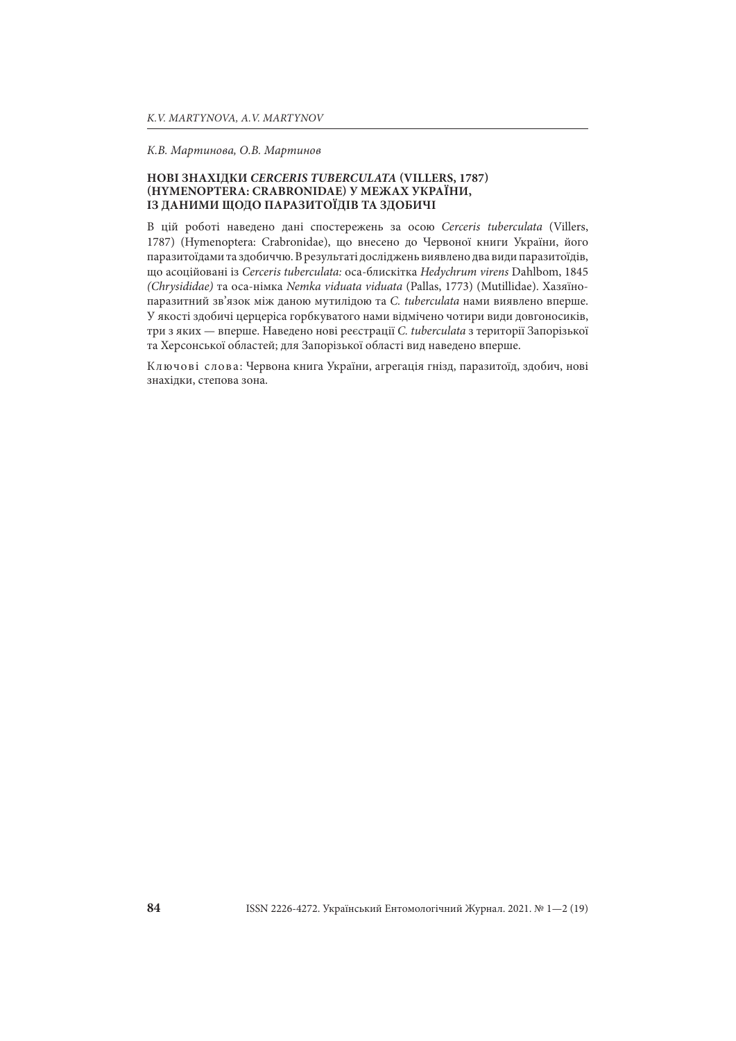*К.В. Мартинова, О.В. Мартинов*

## НОВІ ЗНАХІДКИ *CERCERIS TUBERCULATA* (VILLERS, 1787) (HYMENOPTERA: CRABRONIDAE) У МЕЖАХ УКРАЇНИ, ІЗ ДАНИМИ ЩОДО ПАРАЗИТОЇДІВ ТА ЗДОБИЧІ

В цій роботі наведено дані спостережень за осою *Cerceris tuberculata* (Villers, 1787) (Hymenoptera: Crabronidae), що внесено до Червоної книги України, його паразитоїдами та здобиччю. В результаті досліджень виявлено два види паразитоїдів, що асоційовані із *Cerceris tuberculata:* оса-блискітка *Hedychrum virens* Dahlbom, 1845 *(Chrysididae)* та оса-німка *Nemka viduata viduata* (Pallas, 1773) (Mutillidae). Хазяїно-паразитний зв'язок між даною мутилідою та *C. tuberculata* нами виявлено вперше. У якості здобичі церцеріса горбкуватого нами відмічено чотири види довгоносиків, три з яких — вперше. Наведено нові реєстрації *C. tuberculata* з території Запорізької та Херсонської областей; для Запорізької області вид наведено вперше.

Ключові слова: Червона книга України, агрегація гнізд, паразитоїд, здобич, нові знахідки, степова зона.